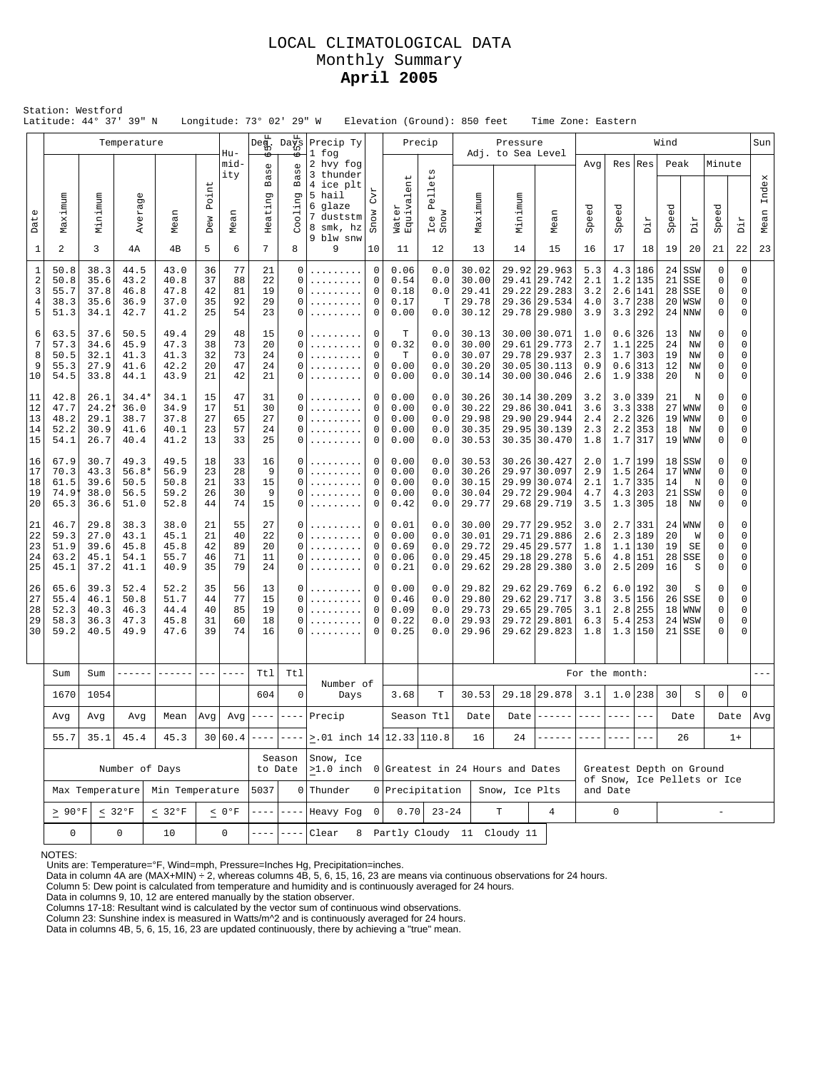# LOCAL CLIMATOLOGICAL DATA
## Monthly Summary
## **April 2005**

Station: Westford
Latitude: 44° 37' 39" N    Longitude: 73° 02' 29" W    Elevation (Ground): 850 feet    Time Zone: Eastern

| Date | Temperature Maximum | Temperature Minimum | Temperature Average | Temperature Mean | Dew Point | Humidity Mean | Deg. Days 65F Heating Base | Deg. Days 65F Cooling Base | Precip Ty (1 fog, 2 hvy fog, 3 thunder, 4 ice plt, 5 hail, 6 glaze, 7 duststm, 8 smk, hz, 9 blw snw) | Snow Cvr | Precip Water Equivalent | Precip Ice Pellets Snow | Pressure Adj. to Sea Level Maximum | Pressure Minimum | Pressure Mean | Wind Avg Speed | Wind Res Speed | Wind Res Dir | Wind Peak Speed | Wind Peak Dir | Wind Minute Speed | Wind Minute Dir | Sun Mean Index |
|---|---|---|---|---|---|---|---|---|---|---|---|---|---|---|---|---|---|---|---|---|---|---|---|
| 1 | 2 | 3 | 4A | 4B | 5 | 6 | 7 | 8 | 9 | 10 | 11 | 12 | 13 | 14 | 15 | 16 | 17 | 18 | 19 | 20 | 21 | 22 | 23 |
| 1 | 50.8 | 38.3 | 44.5 | 43.0 | 36 | 77 | 21 | 0 | ......... | 0 | 0.06 | 0.0 | 30.02 | 29.92 | 29.963 | 5.3 | 4.3 | 186 | 24 | SSW | 0 | 0 | |
| 2 | 50.8 | 35.6 | 43.2 | 40.8 | 37 | 88 | 22 | 0 | ......... | 0 | 0.54 | 0.0 | 30.00 | 29.41 | 29.742 | 2.1 | 1.2 | 135 | 21 | SSE | 0 | 0 | |
| 3 | 55.7 | 37.8 | 46.8 | 47.8 | 42 | 81 | 19 | 0 | ......... | 0 | 0.18 | 0.0 | 29.41 | 29.22 | 29.283 | 3.2 | 2.6 | 141 | 28 | SSE | 0 | 0 | |
| 4 | 38.3 | 35.6 | 36.9 | 37.0 | 35 | 92 | 29 | 0 | ......... | 0 | 0.17 | 0.0 | 29.78 | 29.36 | 29.534 | 4.0 | 3.7 | 238 | 20 | WSW | 0 | 0 | |
| 5 | 51.3 | 34.1 | 42.7 | 41.2 | 25 | 54 | 23 | 0 | ......... | 0 | 0.00 | T | 30.12 | 29.78 | 29.980 | 3.9 | 3.3 | 292 | 24 | NNW | 0 | 0 | |
| 6 | 63.5 | 37.6 | 50.5 | 49.4 | 29 | 48 | 15 | 0 | ......... | 0 | T | 0.0 | 30.13 | 30.00 | 30.071 | 1.0 | 0.6 | 326 | 13 | NW | 0 | 0 | |
| 7 | 57.3 | 34.6 | 45.9 | 47.3 | 38 | 73 | 20 | 0 | ......... | 0 | 0.32 | 0.0 | 30.00 | 29.61 | 29.773 | 2.7 | 1.1 | 225 | 24 | NW | 0 | 0 | |
| 8 | 50.5 | 32.1 | 41.3 | 41.3 | 32 | 73 | 24 | 0 | ......... | 0 | T | 0.0 | 30.07 | 29.78 | 29.937 | 2.3 | 1.7 | 303 | 19 | NW | 0 | 0 | |
| 9 | 55.3 | 27.9 | 41.6 | 42.2 | 20 | 47 | 24 | 0 | ......... | 0 | 0.00 | 0.0 | 30.20 | 30.05 | 30.113 | 0.9 | 0.6 | 313 | 12 | NW | 0 | 0 | |
| 10 | 54.5 | 33.8 | 44.1 | 43.9 | 21 | 42 | 21 | 0 | ......... | 0 | 0.00 | 0.0 | 30.14 | 30.00 | 30.046 | 2.6 | 1.9 | 338 | 20 | N | 0 | 0 | |
| 11 | 42.8 | 26.1 | 34.4* | 34.1 | 15 | 47 | 31 | 0 | ......... | 0 | 0.00 | 0.0 | 30.26 | 30.14 | 30.209 | 3.2 | 3.0 | 339 | 21 | N | 0 | 0 | |
| 12 | 47.7 | 24.2* | 36.0 | 34.9 | 17 | 51 | 30 | 0 | ......... | 0 | 0.00 | 0.0 | 30.22 | 29.86 | 30.041 | 3.6 | 3.3 | 338 | 27 | WNW | 0 | 0 | |
| 13 | 48.2 | 29.1 | 38.7 | 37.8 | 27 | 65 | 27 | 0 | ......... | 0 | 0.00 | 0.0 | 29.98 | 29.90 | 29.944 | 2.4 | 2.2 | 326 | 19 | WNW | 0 | 0 | |
| 14 | 52.2 | 30.9 | 41.6 | 40.1 | 23 | 57 | 24 | 0 | ......... | 0 | 0.00 | 0.0 | 30.35 | 29.95 | 30.139 | 2.3 | 2.2 | 353 | 18 | NW | 0 | 0 | |
| 15 | 54.1 | 26.7 | 40.4 | 41.2 | 13 | 33 | 25 | 0 | ......... | 0 | 0.00 | 0.0 | 30.53 | 30.35 | 30.470 | 1.8 | 1.7 | 317 | 19 | WNW | 0 | 0 | |
| 16 | 67.9 | 30.7 | 49.3 | 49.5 | 18 | 33 | 16 | 0 | ......... | 0 | 0.00 | 0.0 | 30.53 | 30.26 | 30.427 | 2.0 | 1.7 | 199 | 18 | SSW | 0 | 0 | |
| 17 | 70.3 | 43.3 | 56.8* | 56.9 | 23 | 28 | 9 | 0 | ......... | 0 | 0.00 | 0.0 | 30.26 | 29.97 | 30.097 | 2.9 | 1.5 | 264 | 17 | WNW | 0 | 0 | |
| 18 | 61.5 | 39.6 | 50.5 | 50.8 | 21 | 33 | 15 | 0 | ......... | 0 | 0.00 | 0.0 | 30.15 | 29.99 | 30.074 | 2.1 | 1.7 | 335 | 14 | N | 0 | 0 | |
| 19 | 74.9* | 38.0 | 56.5 | 59.2 | 26 | 30 | 9 | 0 | ......... | 0 | 0.00 | 0.0 | 30.04 | 29.72 | 29.904 | 4.7 | 4.3 | 203 | 21 | SSW | 0 | 0 | |
| 20 | 65.3 | 36.6 | 51.0 | 52.8 | 44 | 74 | 15 | 0 | ......... | 0 | 0.42 | 0.0 | 29.77 | 29.68 | 29.719 | 3.5 | 1.3 | 305 | 18 | NW | 0 | 0 | |
| 21 | 46.7 | 29.8 | 38.3 | 38.0 | 21 | 55 | 27 | 0 | ......... | 0 | 0.01 | 0.0 | 30.00 | 29.77 | 29.952 | 3.0 | 2.7 | 331 | 24 | WNW | 0 | 0 | |
| 22 | 59.3 | 27.0 | 43.1 | 45.1 | 21 | 40 | 22 | 0 | ......... | 0 | 0.00 | 0.0 | 30.01 | 29.71 | 29.886 | 2.6 | 2.3 | 189 | 20 | W | 0 | 0 | |
| 23 | 51.9 | 39.6 | 45.8 | 45.8 | 42 | 89 | 20 | 0 | ......... | 0 | 0.69 | 0.0 | 29.72 | 29.45 | 29.577 | 1.8 | 1.1 | 130 | 19 | SE | 0 | 0 | |
| 24 | 63.2 | 45.1 | 54.1 | 55.7 | 46 | 71 | 11 | 0 | ......... | 0 | 0.06 | 0.0 | 29.45 | 29.18 | 29.278 | 5.6 | 4.8 | 151 | 28 | SSE | 0 | 0 | |
| 25 | 45.1 | 37.2 | 41.1 | 40.9 | 35 | 79 | 24 | 0 | ......... | 0 | 0.21 | 0.0 | 29.62 | 29.28 | 29.380 | 3.0 | 2.5 | 209 | 16 | S | 0 | 0 | |
| 26 | 65.6 | 39.3 | 52.4 | 52.2 | 35 | 56 | 13 | 0 | ......... | 0 | 0.00 | 0.0 | 29.82 | 29.62 | 29.769 | 6.2 | 6.0 | 192 | 30 | S | 0 | 0 | |
| 27 | 55.4 | 46.1 | 50.8 | 51.7 | 44 | 77 | 15 | 0 | ......... | 0 | 0.46 | 0.0 | 29.80 | 29.62 | 29.717 | 3.8 | 3.5 | 156 | 26 | SSE | 0 | 0 | |
| 28 | 52.3 | 40.3 | 46.3 | 44.4 | 40 | 85 | 19 | 0 | ......... | 0 | 0.09 | 0.0 | 29.73 | 29.65 | 29.705 | 3.1 | 2.8 | 255 | 18 | WNW | 0 | 0 | |
| 29 | 58.3 | 36.3 | 47.3 | 45.8 | 31 | 60 | 18 | 0 | ......... | 0 | 0.22 | 0.0 | 29.93 | 29.72 | 29.801 | 6.3 | 5.4 | 253 | 24 | WSW | 0 | 0 | |
| 30 | 59.2 | 40.5 | 49.9 | 47.6 | 39 | 74 | 16 | 0 | ......... | 0 | 0.25 | 0.0 | 29.96 | 29.62 | 29.823 | 1.8 | 1.3 | 150 | 21 | SSE | 0 | 0 | |
| | Sum | Sum | ------ | ------ | --- | ---- | Ttl | Ttl | Number of Days | | | | For the month: | | | | | | | | | | --- |
| | 1670 | 1054 | | | | | 604 | 0 | | | 3.68 | T | 30.53 | 29.18 | 29.878 | 3.1 | 1.0 | 238 | 30 | S | 0 | 0 | |
| | Avg | Avg | Avg | Mean | Avg | Avg | ---- | ---- | Precip | | Season Ttl | | Date | Date | ------ | ---- | ---- | --- | Date | | Date | | Avg |
| | 55.7 | 35.1 | 45.4 | 45.3 | 30 | 60.4 | ---- | ---- | ≥.01 inch | 14 | 12.33 | 110.8 | 16 | 24 | ------ | ---- | ---- | --- | 26 | | 1+ | | |

| Number of Days | | | | Season to Date | | Snow, Ice ≥1.0 inch | 0 | Greatest in 24 Hours and Dates | | | | Greatest Depth on Ground of Snow, Ice Pellets or Ice and Date | |
|---|---|---|---|---|---|---|---|---|---|---|---|---|---|
| Max Temperature | | Min Temperature | | 5037 | 0 | Thunder | 0 | Precipitation | | Snow, Ice Plts | | | |
| ≥ 90°F | ≤ 32°F | ≤ 32°F | ≤ 0°F | ---- | ---- | Heavy Fog | 0 | 0.70 | 23-24 | T | 4 | 0 | - |
| 0 | 0 | 10 | 0 | ---- | ---- | Clear 8 | Partly Cloudy 11 | Cloudy 11 | | | | | |

NOTES:
Units are: Temperature=°F, Wind=mph, Pressure=Inches Hg, Precipitation=inches.
Data in column 4A are (MAX+MIN) ÷ 2, whereas columns 4B, 5, 6, 15, 16, 23 are means via continuous observations for 24 hours.
Column 5: Dew point is calculated from temperature and humidity and is continuously averaged for 24 hours.
Data in columns 9, 10, 12 are entered manually by the station observer.
Columns 17-18: Resultant wind is calculated by the vector sum of continuous wind observations.
Column 23: Sunshine index is measured in Watts/m^2 and is continuously averaged for 24 hours.
Data in columns 4B, 5, 6, 15, 16, 23 are updated continuously, there by achieving a "true" mean.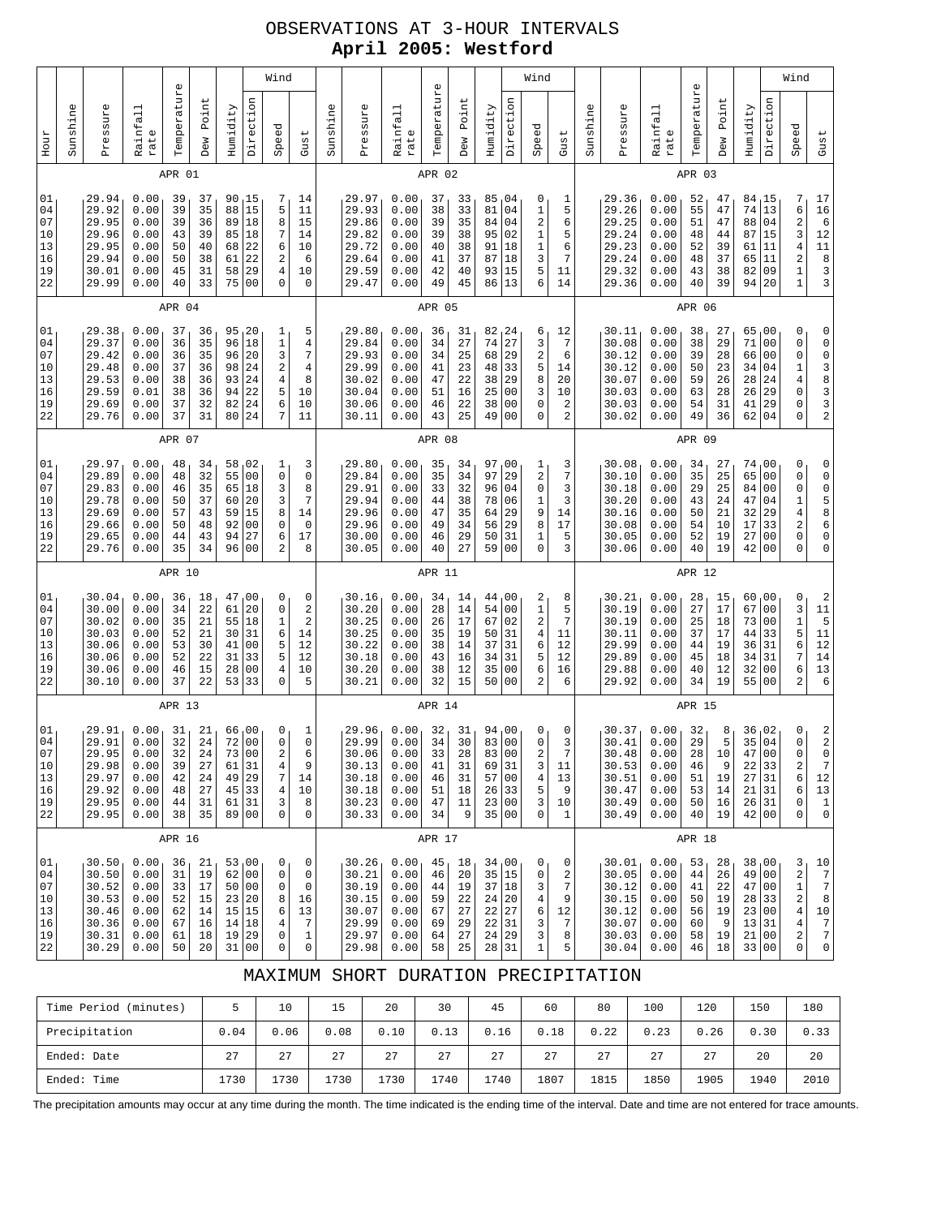# OBSERVATIONS AT 3-HOUR INTERVALS

## April 2005: Westford

### APR 01

| Hour | Sunshine | Pressure | Rainfall rate | Temperature | Dew Point | Humidity | Wind Direction | Wind Speed | Wind Gust |
|---|---|---|---|---|---|---|---|---|---|
| 01 | | 29.94 | 0.00 | 39 | 37 | 90 | 15 | 7 | 14 |
| 04 | | 29.92 | 0.00 | 39 | 35 | 88 | 15 | 5 | 11 |
| 07 | | 29.95 | 0.00 | 39 | 36 | 89 | 18 | 8 | 15 |
| 10 | | 29.96 | 0.00 | 43 | 39 | 85 | 18 | 7 | 14 |
| 13 | | 29.95 | 0.00 | 50 | 40 | 68 | 22 | 6 | 10 |
| 16 | | 29.94 | 0.00 | 50 | 38 | 61 | 22 | 2 | 6 |
| 19 | | 30.01 | 0.00 | 45 | 31 | 58 | 29 | 4 | 10 |
| 22 | | 29.99 | 0.00 | 40 | 33 | 75 | 00 | 0 | 0 |

### APR 02

| Hour | Sunshine | Pressure | Rainfall rate | Temperature | Dew Point | Humidity | Wind Direction | Wind Speed | Wind Gust |
|---|---|---|---|---|---|---|---|---|---|
| 01 | | 29.97 | 0.00 | 37 | 33 | 85 | 04 | 0 | 1 |
| 04 | | 29.93 | 0.00 | 38 | 33 | 81 | 04 | 1 | 5 |
| 07 | | 29.86 | 0.00 | 39 | 35 | 84 | 04 | 2 | 6 |
| 10 | | 29.82 | 0.00 | 39 | 38 | 95 | 02 | 1 | 5 |
| 13 | | 29.72 | 0.00 | 40 | 38 | 91 | 18 | 1 | 6 |
| 16 | | 29.64 | 0.00 | 41 | 37 | 87 | 18 | 3 | 7 |
| 19 | | 29.59 | 0.00 | 42 | 40 | 93 | 15 | 5 | 11 |
| 22 | | 29.47 | 0.00 | 49 | 45 | 86 | 13 | 6 | 14 |

### APR 03

| Hour | Sunshine | Pressure | Rainfall rate | Temperature | Dew Point | Humidity | Wind Direction | Wind Speed | Wind Gust |
|---|---|---|---|---|---|---|---|---|---|
| 01 | | 29.36 | 0.00 | 52 | 47 | 84 | 15 | 7 | 17 |
| 04 | | 29.26 | 0.00 | 55 | 47 | 74 | 13 | 6 | 16 |
| 07 | | 29.25 | 0.00 | 51 | 47 | 88 | 04 | 2 | 6 |
| 10 | | 29.24 | 0.00 | 48 | 44 | 87 | 15 | 3 | 12 |
| 13 | | 29.23 | 0.00 | 52 | 39 | 61 | 11 | 4 | 11 |
| 16 | | 29.24 | 0.00 | 48 | 37 | 65 | 11 | 2 | 8 |
| 19 | | 29.32 | 0.00 | 43 | 38 | 82 | 09 | 1 | 3 |
| 22 | | 29.36 | 0.00 | 40 | 39 | 94 | 20 | 1 | 3 |

### APR 04

| Hour | Sunshine | Pressure | Rainfall rate | Temperature | Dew Point | Humidity | Wind Direction | Wind Speed | Wind Gust |
|---|---|---|---|---|---|---|---|---|---|
| 01 | | 29.38 | 0.00 | 37 | 36 | 95 | 20 | 1 | 5 |
| 04 | | 29.37 | 0.00 | 36 | 35 | 96 | 18 | 1 | 4 |
| 07 | | 29.42 | 0.00 | 36 | 35 | 96 | 20 | 3 | 7 |
| 10 | | 29.48 | 0.00 | 37 | 36 | 98 | 24 | 2 | 4 |
| 13 | | 29.53 | 0.00 | 38 | 36 | 93 | 24 | 4 | 8 |
| 16 | | 29.59 | 0.01 | 38 | 36 | 94 | 22 | 5 | 10 |
| 19 | | 29.69 | 0.00 | 37 | 32 | 82 | 24 | 6 | 10 |
| 22 | | 29.76 | 0.00 | 37 | 31 | 80 | 24 | 7 | 11 |

### APR 05

| Hour | Sunshine | Pressure | Rainfall rate | Temperature | Dew Point | Humidity | Wind Direction | Wind Speed | Wind Gust |
|---|---|---|---|---|---|---|---|---|---|
| 01 | | 29.80 | 0.00 | 36 | 31 | 82 | 24 | 6 | 12 |
| 04 | | 29.84 | 0.00 | 34 | 27 | 74 | 27 | 3 | 7 |
| 07 | | 29.93 | 0.00 | 34 | 25 | 68 | 29 | 2 | 6 |
| 10 | | 29.99 | 0.00 | 41 | 23 | 48 | 33 | 5 | 14 |
| 13 | | 30.02 | 0.00 | 47 | 22 | 38 | 29 | 8 | 20 |
| 16 | | 30.04 | 0.00 | 51 | 16 | 25 | 00 | 3 | 10 |
| 19 | | 30.06 | 0.00 | 46 | 22 | 38 | 00 | 0 | 2 |
| 22 | | 30.11 | 0.00 | 43 | 25 | 49 | 00 | 0 | 2 |

### APR 06

| Hour | Sunshine | Pressure | Rainfall rate | Temperature | Dew Point | Humidity | Wind Direction | Wind Speed | Wind Gust |
|---|---|---|---|---|---|---|---|---|---|
| 01 | | 30.11 | 0.00 | 38 | 27 | 65 | 00 | 0 | 0 |
| 04 | | 30.08 | 0.00 | 38 | 29 | 71 | 00 | 0 | 0 |
| 07 | | 30.12 | 0.00 | 39 | 28 | 66 | 00 | 0 | 0 |
| 10 | | 30.12 | 0.00 | 50 | 23 | 34 | 04 | 1 | 3 |
| 13 | | 30.07 | 0.00 | 59 | 26 | 28 | 24 | 4 | 8 |
| 16 | | 30.03 | 0.00 | 63 | 28 | 26 | 29 | 0 | 3 |
| 19 | | 30.03 | 0.00 | 54 | 31 | 41 | 29 | 0 | 3 |
| 22 | | 30.02 | 0.00 | 49 | 36 | 62 | 04 | 0 | 2 |

### APR 07

| Hour | Sunshine | Pressure | Rainfall rate | Temperature | Dew Point | Humidity | Wind Direction | Wind Speed | Wind Gust |
|---|---|---|---|---|---|---|---|---|---|
| 01 | | 29.97 | 0.00 | 48 | 34 | 58 | 02 | 1 | 3 |
| 04 | | 29.89 | 0.00 | 48 | 32 | 55 | 00 | 0 | 0 |
| 07 | | 29.83 | 0.00 | 46 | 35 | 65 | 18 | 3 | 8 |
| 10 | | 29.78 | 0.00 | 50 | 37 | 60 | 20 | 3 | 7 |
| 13 | | 29.69 | 0.00 | 57 | 43 | 59 | 15 | 8 | 14 |
| 16 | | 29.66 | 0.00 | 50 | 48 | 92 | 00 | 0 | 0 |
| 19 | | 29.65 | 0.00 | 44 | 43 | 94 | 27 | 6 | 17 |
| 22 | | 29.76 | 0.00 | 35 | 34 | 96 | 00 | 2 | 8 |

### APR 08

| Hour | Sunshine | Pressure | Rainfall rate | Temperature | Dew Point | Humidity | Wind Direction | Wind Speed | Wind Gust |
|---|---|---|---|---|---|---|---|---|---|
| 01 | | 29.80 | 0.00 | 35 | 34 | 97 | 00 | 1 | 3 |
| 04 | | 29.84 | 0.00 | 35 | 34 | 97 | 29 | 2 | 7 |
| 07 | | 29.91 | 0.00 | 33 | 32 | 96 | 04 | 0 | 3 |
| 10 | | 29.94 | 0.00 | 44 | 38 | 78 | 06 | 1 | 3 |
| 13 | | 29.96 | 0.00 | 47 | 35 | 64 | 29 | 9 | 14 |
| 16 | | 29.96 | 0.00 | 49 | 34 | 56 | 29 | 8 | 17 |
| 19 | | 30.00 | 0.00 | 46 | 29 | 50 | 31 | 1 | 5 |
| 22 | | 30.05 | 0.00 | 40 | 27 | 59 | 00 | 0 | 3 |

### APR 09

| Hour | Sunshine | Pressure | Rainfall rate | Temperature | Dew Point | Humidity | Wind Direction | Wind Speed | Wind Gust |
|---|---|---|---|---|---|---|---|---|---|
| 01 | | 30.08 | 0.00 | 34 | 27 | 74 | 00 | 0 | 0 |
| 04 | | 30.10 | 0.00 | 35 | 25 | 65 | 00 | 0 | 0 |
| 07 | | 30.18 | 0.00 | 29 | 25 | 84 | 00 | 0 | 0 |
| 10 | | 30.20 | 0.00 | 43 | 24 | 47 | 04 | 1 | 5 |
| 13 | | 30.16 | 0.00 | 50 | 21 | 32 | 29 | 4 | 8 |
| 16 | | 30.08 | 0.00 | 54 | 10 | 17 | 33 | 2 | 6 |
| 19 | | 30.05 | 0.00 | 52 | 19 | 27 | 00 | 0 | 0 |
| 22 | | 30.06 | 0.00 | 40 | 19 | 42 | 00 | 0 | 0 |

### APR 10

| Hour | Sunshine | Pressure | Rainfall rate | Temperature | Dew Point | Humidity | Wind Direction | Wind Speed | Wind Gust |
|---|---|---|---|---|---|---|---|---|---|
| 01 | | 30.04 | 0.00 | 36 | 18 | 47 | 00 | 0 | 0 |
| 04 | | 30.00 | 0.00 | 34 | 22 | 61 | 20 | 0 | 2 |
| 07 | | 30.02 | 0.00 | 35 | 21 | 55 | 18 | 1 | 2 |
| 10 | | 30.03 | 0.00 | 52 | 21 | 30 | 31 | 6 | 14 |
| 13 | | 30.06 | 0.00 | 53 | 30 | 41 | 00 | 5 | 12 |
| 16 | | 30.06 | 0.00 | 52 | 22 | 31 | 33 | 5 | 12 |
| 19 | | 30.06 | 0.00 | 46 | 15 | 28 | 00 | 4 | 10 |
| 22 | | 30.10 | 0.00 | 37 | 22 | 53 | 33 | 0 | 5 |

### APR 11

| Hour | Sunshine | Pressure | Rainfall rate | Temperature | Dew Point | Humidity | Wind Direction | Wind Speed | Wind Gust |
|---|---|---|---|---|---|---|---|---|---|
| 01 | | 30.16 | 0.00 | 34 | 14 | 44 | 00 | 2 | 8 |
| 04 | | 30.20 | 0.00 | 28 | 14 | 54 | 00 | 1 | 5 |
| 07 | | 30.25 | 0.00 | 26 | 17 | 67 | 02 | 2 | 7 |
| 10 | | 30.25 | 0.00 | 35 | 19 | 50 | 31 | 4 | 11 |
| 13 | | 30.22 | 0.00 | 38 | 14 | 37 | 31 | 6 | 12 |
| 16 | | 30.18 | 0.00 | 43 | 16 | 34 | 31 | 5 | 12 |
| 19 | | 30.20 | 0.00 | 38 | 12 | 35 | 00 | 6 | 16 |
| 22 | | 30.21 | 0.00 | 32 | 15 | 50 | 00 | 2 | 6 |

### APR 12

| Hour | Sunshine | Pressure | Rainfall rate | Temperature | Dew Point | Humidity | Wind Direction | Wind Speed | Wind Gust |
|---|---|---|---|---|---|---|---|---|---|
| 01 | | 30.21 | 0.00 | 28 | 15 | 60 | 00 | 0 | 2 |
| 04 | | 30.19 | 0.00 | 27 | 17 | 67 | 00 | 3 | 11 |
| 07 | | 30.19 | 0.00 | 25 | 18 | 73 | 00 | 1 | 5 |
| 10 | | 30.11 | 0.00 | 37 | 17 | 44 | 33 | 5 | 11 |
| 13 | | 29.99 | 0.00 | 44 | 19 | 36 | 31 | 6 | 12 |
| 16 | | 29.89 | 0.00 | 45 | 18 | 34 | 31 | 7 | 14 |
| 19 | | 29.88 | 0.00 | 40 | 12 | 32 | 00 | 6 | 13 |
| 22 | | 29.92 | 0.00 | 34 | 19 | 55 | 00 | 2 | 6 |

### APR 13

| Hour | Sunshine | Pressure | Rainfall rate | Temperature | Dew Point | Humidity | Wind Direction | Wind Speed | Wind Gust |
|---|---|---|---|---|---|---|---|---|---|
| 01 | | 29.91 | 0.00 | 31 | 21 | 66 | 00 | 0 | 1 |
| 04 | | 29.91 | 0.00 | 32 | 24 | 72 | 00 | 0 | 0 |
| 07 | | 29.95 | 0.00 | 32 | 24 | 73 | 00 | 2 | 6 |
| 10 | | 29.98 | 0.00 | 39 | 27 | 61 | 31 | 4 | 9 |
| 13 | | 29.97 | 0.00 | 42 | 24 | 49 | 29 | 7 | 14 |
| 16 | | 29.92 | 0.00 | 48 | 27 | 45 | 33 | 4 | 10 |
| 19 | | 29.95 | 0.00 | 44 | 31 | 61 | 31 | 3 | 8 |
| 22 | | 29.95 | 0.00 | 38 | 35 | 89 | 00 | 0 | 0 |

### APR 14

| Hour | Sunshine | Pressure | Rainfall rate | Temperature | Dew Point | Humidity | Wind Direction | Wind Speed | Wind Gust |
|---|---|---|---|---|---|---|---|---|---|
| 01 | | 29.96 | 0.00 | 32 | 31 | 94 | 00 | 0 | 0 |
| 04 | | 29.99 | 0.00 | 34 | 30 | 83 | 00 | 0 | 3 |
| 07 | | 30.06 | 0.00 | 33 | 28 | 83 | 00 | 2 | 7 |
| 10 | | 30.13 | 0.00 | 41 | 31 | 69 | 31 | 3 | 11 |
| 13 | | 30.18 | 0.00 | 46 | 31 | 57 | 00 | 4 | 13 |
| 16 | | 30.18 | 0.00 | 51 | 18 | 26 | 33 | 5 | 9 |
| 19 | | 30.23 | 0.00 | 47 | 11 | 23 | 00 | 3 | 10 |
| 22 | | 30.33 | 0.00 | 34 | 9 | 35 | 00 | 0 | 1 |

### APR 15

| Hour | Sunshine | Pressure | Rainfall rate | Temperature | Dew Point | Humidity | Wind Direction | Wind Speed | Wind Gust |
|---|---|---|---|---|---|---|---|---|---|
| 01 | | 30.37 | 0.00 | 32 | 8 | 36 | 02 | 0 | 2 |
| 04 | | 30.41 | 0.00 | 29 | 5 | 35 | 04 | 0 | 2 |
| 07 | | 30.48 | 0.00 | 28 | 10 | 47 | 00 | 0 | 0 |
| 10 | | 30.53 | 0.00 | 46 | 9 | 22 | 33 | 2 | 7 |
| 13 | | 30.51 | 0.00 | 51 | 19 | 27 | 31 | 6 | 12 |
| 16 | | 30.47 | 0.00 | 53 | 14 | 21 | 31 | 6 | 13 |
| 19 | | 30.49 | 0.00 | 50 | 16 | 26 | 31 | 0 | 1 |
| 22 | | 30.49 | 0.00 | 40 | 19 | 42 | 00 | 0 | 0 |

### APR 16

| Hour | Sunshine | Pressure | Rainfall rate | Temperature | Dew Point | Humidity | Wind Direction | Wind Speed | Wind Gust |
|---|---|---|---|---|---|---|---|---|---|
| 01 | | 30.50 | 0.00 | 36 | 21 | 53 | 00 | 0 | 0 |
| 04 | | 30.50 | 0.00 | 31 | 19 | 62 | 00 | 0 | 0 |
| 07 | | 30.52 | 0.00 | 33 | 17 | 50 | 00 | 0 | 0 |
| 10 | | 30.53 | 0.00 | 52 | 15 | 23 | 20 | 8 | 16 |
| 13 | | 30.46 | 0.00 | 62 | 14 | 15 | 15 | 6 | 13 |
| 16 | | 30.36 | 0.00 | 67 | 16 | 14 | 18 | 4 | 7 |
| 19 | | 30.31 | 0.00 | 61 | 18 | 19 | 29 | 0 | 1 |
| 22 | | 30.29 | 0.00 | 50 | 20 | 31 | 00 | 0 | 0 |

### APR 17

| Hour | Sunshine | Pressure | Rainfall rate | Temperature | Dew Point | Humidity | Wind Direction | Wind Speed | Wind Gust |
|---|---|---|---|---|---|---|---|---|---|
| 01 | | 30.26 | 0.00 | 45 | 18 | 34 | 00 | 0 | 0 |
| 04 | | 30.21 | 0.00 | 46 | 20 | 35 | 15 | 0 | 2 |
| 07 | | 30.19 | 0.00 | 44 | 19 | 37 | 18 | 3 | 7 |
| 10 | | 30.15 | 0.00 | 59 | 22 | 24 | 20 | 4 | 9 |
| 13 | | 30.07 | 0.00 | 67 | 27 | 22 | 27 | 6 | 12 |
| 16 | | 29.99 | 0.00 | 69 | 29 | 22 | 31 | 3 | 7 |
| 19 | | 29.97 | 0.00 | 64 | 27 | 24 | 29 | 3 | 8 |
| 22 | | 29.98 | 0.00 | 58 | 25 | 28 | 31 | 1 | 5 |

### APR 18

| Hour | Sunshine | Pressure | Rainfall rate | Temperature | Dew Point | Humidity | Wind Direction | Wind Speed | Wind Gust |
|---|---|---|---|---|---|---|---|---|---|
| 01 | | 30.01 | 0.00 | 53 | 28 | 38 | 00 | 3 | 10 |
| 04 | | 30.05 | 0.00 | 44 | 26 | 49 | 00 | 2 | 7 |
| 07 | | 30.12 | 0.00 | 41 | 22 | 47 | 00 | 1 | 7 |
| 10 | | 30.15 | 0.00 | 50 | 19 | 28 | 33 | 2 | 8 |
| 13 | | 30.12 | 0.00 | 56 | 19 | 23 | 00 | 4 | 10 |
| 16 | | 30.07 | 0.00 | 60 | 9 | 13 | 31 | 4 | 7 |
| 19 | | 30.03 | 0.00 | 58 | 19 | 21 | 00 | 2 | 7 |
| 22 | | 30.04 | 0.00 | 46 | 18 | 33 | 00 | 0 | 0 |

## MAXIMUM SHORT DURATION PRECIPITATION

| Time Period (minutes) | 5 | 10 | 15 | 20 | 30 | 45 | 60 | 80 | 100 | 120 | 150 | 180 |
|---|---|---|---|---|---|---|---|---|---|---|---|---|
| Precipitation | 0.04 | 0.06 | 0.08 | 0.10 | 0.13 | 0.16 | 0.18 | 0.22 | 0.23 | 0.26 | 0.30 | 0.33 |
| Ended: Date | 27 | 27 | 27 | 27 | 27 | 27 | 27 | 27 | 27 | 27 | 20 | 20 |
| Ended: Time | 1730 | 1730 | 1730 | 1730 | 1740 | 1740 | 1807 | 1815 | 1850 | 1905 | 1940 | 2010 |

The precipitation amounts may occur at any time during the month. The time indicated is the ending time of the interval. Date and time are not entered for trace amounts.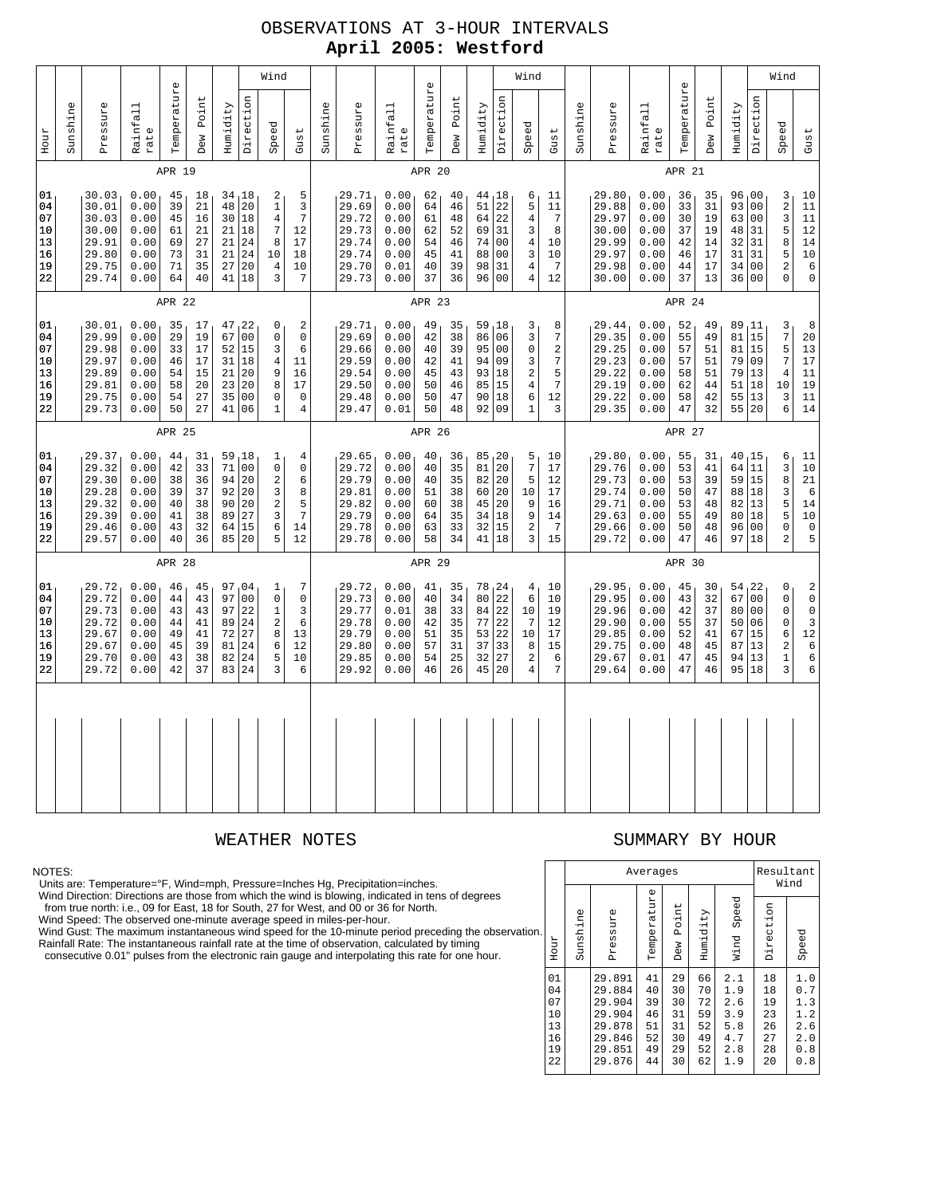# OBSERVATIONS AT 3-HOUR INTERVALS

## April 2005: Westford

### APR 19

| Hour | Sunshine | Pressure | Rainfall rate | Temperature | Dew Point | Humidity | Wind Direction | Wind Speed | Wind Gust |
|---|---|---|---|---|---|---|---|---|---|
| 01 | | 30.03 | 0.00 | 45 | 18 | 34 | 18 | 2 | 5 |
| 04 | | 30.01 | 0.00 | 39 | 21 | 48 | 20 | 1 | 3 |
| 07 | | 30.03 | 0.00 | 45 | 16 | 30 | 18 | 4 | 7 |
| 10 | | 30.00 | 0.00 | 61 | 21 | 21 | 18 | 7 | 12 |
| 13 | | 29.91 | 0.00 | 69 | 27 | 21 | 24 | 8 | 17 |
| 16 | | 29.80 | 0.00 | 73 | 31 | 21 | 24 | 10 | 18 |
| 19 | | 29.75 | 0.00 | 71 | 35 | 27 | 20 | 4 | 10 |
| 22 | | 29.74 | 0.00 | 64 | 40 | 41 | 18 | 3 | 7 |

### APR 20

| Hour | Sunshine | Pressure | Rainfall rate | Temperature | Dew Point | Humidity | Wind Direction | Wind Speed | Wind Gust |
|---|---|---|---|---|---|---|---|---|---|
| 01 | | 29.71 | 0.00 | 62 | 40 | 44 | 18 | 6 | 11 |
| 04 | | 29.69 | 0.00 | 64 | 46 | 51 | 22 | 5 | 11 |
| 07 | | 29.72 | 0.00 | 61 | 48 | 64 | 22 | 4 | 7 |
| 10 | | 29.73 | 0.00 | 62 | 52 | 69 | 31 | 3 | 8 |
| 13 | | 29.74 | 0.00 | 54 | 46 | 74 | 00 | 4 | 10 |
| 16 | | 29.74 | 0.00 | 45 | 41 | 88 | 00 | 3 | 10 |
| 19 | | 29.70 | 0.01 | 40 | 39 | 98 | 31 | 4 | 7 |
| 22 | | 29.73 | 0.00 | 37 | 36 | 96 | 00 | 4 | 12 |

### APR 21

| Hour | Sunshine | Pressure | Rainfall rate | Temperature | Dew Point | Humidity | Wind Direction | Wind Speed | Wind Gust |
|---|---|---|---|---|---|---|---|---|---|
| 01 | | 29.80 | 0.00 | 36 | 35 | 96 | 00 | 3 | 10 |
| 04 | | 29.88 | 0.00 | 33 | 31 | 93 | 00 | 2 | 11 |
| 07 | | 29.97 | 0.00 | 30 | 19 | 63 | 00 | 3 | 11 |
| 10 | | 30.00 | 0.00 | 37 | 19 | 48 | 31 | 5 | 12 |
| 13 | | 29.99 | 0.00 | 42 | 14 | 32 | 31 | 8 | 14 |
| 16 | | 29.97 | 0.00 | 46 | 17 | 31 | 31 | 5 | 10 |
| 19 | | 29.98 | 0.00 | 44 | 17 | 34 | 00 | 2 | 6 |
| 22 | | 30.00 | 0.00 | 37 | 13 | 36 | 00 | 0 | 0 |

### APR 22

| Hour | Sunshine | Pressure | Rainfall rate | Temperature | Dew Point | Humidity | Wind Direction | Wind Speed | Wind Gust |
|---|---|---|---|---|---|---|---|---|---|
| 01 | | 30.01 | 0.00 | 35 | 17 | 47 | 22 | 0 | 2 |
| 04 | | 29.99 | 0.00 | 29 | 19 | 67 | 00 | 0 | 0 |
| 07 | | 29.98 | 0.00 | 33 | 17 | 52 | 15 | 3 | 6 |
| 10 | | 29.97 | 0.00 | 46 | 17 | 31 | 18 | 4 | 11 |
| 13 | | 29.89 | 0.00 | 54 | 15 | 21 | 20 | 9 | 16 |
| 16 | | 29.81 | 0.00 | 58 | 20 | 23 | 20 | 8 | 17 |
| 19 | | 29.75 | 0.00 | 54 | 27 | 35 | 00 | 0 | 0 |
| 22 | | 29.73 | 0.00 | 50 | 27 | 41 | 06 | 1 | 4 |

### APR 23

| Hour | Sunshine | Pressure | Rainfall rate | Temperature | Dew Point | Humidity | Wind Direction | Wind Speed | Wind Gust |
|---|---|---|---|---|---|---|---|---|---|
| 01 | | 29.71 | 0.00 | 49 | 35 | 59 | 18 | 3 | 8 |
| 04 | | 29.69 | 0.00 | 42 | 38 | 86 | 06 | 3 | 7 |
| 07 | | 29.66 | 0.00 | 40 | 39 | 95 | 00 | 0 | 2 |
| 10 | | 29.59 | 0.00 | 42 | 41 | 94 | 09 | 3 | 7 |
| 13 | | 29.54 | 0.00 | 45 | 43 | 93 | 18 | 2 | 5 |
| 16 | | 29.50 | 0.00 | 50 | 46 | 85 | 15 | 4 | 7 |
| 19 | | 29.48 | 0.00 | 50 | 47 | 90 | 18 | 6 | 12 |
| 22 | | 29.47 | 0.01 | 50 | 48 | 92 | 09 | 1 | 3 |

### APR 24

| Hour | Sunshine | Pressure | Rainfall rate | Temperature | Dew Point | Humidity | Wind Direction | Wind Speed | Wind Gust |
|---|---|---|---|---|---|---|---|---|---|
| 01 | | 29.44 | 0.00 | 52 | 49 | 89 | 11 | 3 | 8 |
| 04 | | 29.35 | 0.00 | 55 | 49 | 81 | 15 | 7 | 20 |
| 07 | | 29.25 | 0.00 | 57 | 51 | 81 | 15 | 5 | 13 |
| 10 | | 29.23 | 0.00 | 57 | 51 | 79 | 09 | 7 | 17 |
| 13 | | 29.22 | 0.00 | 58 | 51 | 79 | 13 | 4 | 11 |
| 16 | | 29.19 | 0.00 | 62 | 44 | 51 | 18 | 10 | 19 |
| 19 | | 29.22 | 0.00 | 58 | 42 | 55 | 13 | 3 | 11 |
| 22 | | 29.35 | 0.00 | 47 | 32 | 55 | 20 | 6 | 14 |

### APR 25

| Hour | Sunshine | Pressure | Rainfall rate | Temperature | Dew Point | Humidity | Wind Direction | Wind Speed | Wind Gust |
|---|---|---|---|---|---|---|---|---|---|
| 01 | | 29.37 | 0.00 | 44 | 31 | 59 | 18 | 1 | 4 |
| 04 | | 29.32 | 0.00 | 42 | 33 | 71 | 00 | 0 | 0 |
| 07 | | 29.30 | 0.00 | 38 | 36 | 94 | 20 | 2 | 6 |
| 10 | | 29.28 | 0.00 | 39 | 37 | 92 | 20 | 3 | 8 |
| 13 | | 29.32 | 0.00 | 40 | 38 | 90 | 20 | 2 | 5 |
| 16 | | 29.39 | 0.00 | 41 | 38 | 89 | 27 | 3 | 7 |
| 19 | | 29.46 | 0.00 | 43 | 32 | 64 | 15 | 6 | 14 |
| 22 | | 29.57 | 0.00 | 40 | 36 | 85 | 20 | 5 | 12 |

### APR 26

| Hour | Sunshine | Pressure | Rainfall rate | Temperature | Dew Point | Humidity | Wind Direction | Wind Speed | Wind Gust |
|---|---|---|---|---|---|---|---|---|---|
| 01 | | 29.65 | 0.00 | 40 | 36 | 85 | 20 | 5 | 10 |
| 04 | | 29.72 | 0.00 | 40 | 35 | 81 | 20 | 7 | 17 |
| 07 | | 29.79 | 0.00 | 40 | 35 | 82 | 20 | 5 | 12 |
| 10 | | 29.81 | 0.00 | 51 | 38 | 60 | 20 | 10 | 17 |
| 13 | | 29.82 | 0.00 | 60 | 38 | 45 | 20 | 9 | 16 |
| 16 | | 29.79 | 0.00 | 64 | 35 | 34 | 18 | 9 | 14 |
| 19 | | 29.78 | 0.00 | 63 | 33 | 32 | 15 | 2 | 7 |
| 22 | | 29.78 | 0.00 | 58 | 34 | 41 | 18 | 3 | 15 |

### APR 27

| Hour | Sunshine | Pressure | Rainfall rate | Temperature | Dew Point | Humidity | Wind Direction | Wind Speed | Wind Gust |
|---|---|---|---|---|---|---|---|---|---|
| 01 | | 29.80 | 0.00 | 55 | 31 | 40 | 15 | 6 | 11 |
| 04 | | 29.76 | 0.00 | 53 | 41 | 64 | 11 | 3 | 10 |
| 07 | | 29.73 | 0.00 | 53 | 39 | 59 | 15 | 8 | 21 |
| 10 | | 29.74 | 0.00 | 50 | 47 | 88 | 18 | 3 | 6 |
| 13 | | 29.71 | 0.00 | 53 | 48 | 82 | 13 | 5 | 14 |
| 16 | | 29.63 | 0.00 | 55 | 49 | 80 | 18 | 5 | 10 |
| 19 | | 29.66 | 0.00 | 50 | 48 | 96 | 00 | 0 | 0 |
| 22 | | 29.72 | 0.00 | 47 | 46 | 97 | 18 | 2 | 5 |

### APR 28

| Hour | Sunshine | Pressure | Rainfall rate | Temperature | Dew Point | Humidity | Wind Direction | Wind Speed | Wind Gust |
|---|---|---|---|---|---|---|---|---|---|
| 01 | | 29.72 | 0.00 | 46 | 45 | 97 | 04 | 1 | 7 |
| 04 | | 29.72 | 0.00 | 44 | 43 | 97 | 00 | 0 | 0 |
| 07 | | 29.73 | 0.00 | 43 | 43 | 97 | 22 | 1 | 3 |
| 10 | | 29.72 | 0.00 | 44 | 41 | 89 | 24 | 2 | 6 |
| 13 | | 29.67 | 0.00 | 49 | 41 | 72 | 27 | 8 | 13 |
| 16 | | 29.67 | 0.00 | 45 | 39 | 81 | 24 | 6 | 12 |
| 19 | | 29.70 | 0.00 | 43 | 38 | 82 | 24 | 5 | 10 |
| 22 | | 29.72 | 0.00 | 42 | 37 | 83 | 24 | 3 | 6 |

### APR 29

| Hour | Sunshine | Pressure | Rainfall rate | Temperature | Dew Point | Humidity | Wind Direction | Wind Speed | Wind Gust |
|---|---|---|---|---|---|---|---|---|---|
| 01 | | 29.72 | 0.00 | 41 | 35 | 78 | 24 | 4 | 10 |
| 04 | | 29.73 | 0.00 | 40 | 34 | 80 | 22 | 6 | 10 |
| 07 | | 29.77 | 0.01 | 38 | 33 | 84 | 22 | 10 | 19 |
| 10 | | 29.78 | 0.00 | 42 | 35 | 77 | 22 | 7 | 12 |
| 13 | | 29.79 | 0.00 | 51 | 35 | 53 | 22 | 10 | 17 |
| 16 | | 29.80 | 0.00 | 57 | 31 | 37 | 33 | 8 | 15 |
| 19 | | 29.85 | 0.00 | 54 | 25 | 32 | 27 | 2 | 6 |
| 22 | | 29.92 | 0.00 | 46 | 26 | 45 | 20 | 4 | 7 |

### APR 30

| Hour | Sunshine | Pressure | Rainfall rate | Temperature | Dew Point | Humidity | Wind Direction | Wind Speed | Wind Gust |
|---|---|---|---|---|---|---|---|---|---|
| 01 | | 29.95 | 0.00 | 45 | 30 | 54 | 22 | 0 | 2 |
| 04 | | 29.95 | 0.00 | 43 | 32 | 67 | 00 | 0 | 0 |
| 07 | | 29.96 | 0.00 | 42 | 37 | 80 | 00 | 0 | 0 |
| 10 | | 29.90 | 0.00 | 55 | 37 | 50 | 06 | 0 | 3 |
| 13 | | 29.85 | 0.00 | 52 | 41 | 67 | 15 | 6 | 12 |
| 16 | | 29.75 | 0.00 | 48 | 45 | 87 | 13 | 2 | 6 |
| 19 | | 29.67 | 0.01 | 47 | 45 | 94 | 13 | 1 | 6 |
| 22 | | 29.64 | 0.00 | 47 | 46 | 95 | 18 | 3 | 6 |

## WEATHER NOTES

NOTES:
Units are: Temperature=°F, Wind=mph, Pressure=Inches Hg, Precipitation=inches.
Wind Direction: Directions are those from which the wind is blowing, indicated in tens of degrees from true north: i.e., 09 for East, 18 for South, 27 for West, and 00 or 36 for North.
Wind Speed: The observed one-minute average speed in miles-per-hour.
Wind Gust: The maximum instantaneous wind speed for the 10-minute period preceding the observation.
Rainfall Rate: The instantaneous rainfall rate at the time of observation, calculated by timing consecutive 0.01" pulses from the electronic rain gauge and interpolating this rate for one hour.

## SUMMARY BY HOUR

| Hour | Averages | | | | | | Resultant Wind | |
|---|---|---|---|---|---|---|---|---|
| | Sunshine | Pressure | Temperature | Dew Point | Humidity | Wind Speed | Direction | Speed |
| 01 | | 29.891 | 41 | 29 | 66 | 2.1 | 18 | 1.0 |
| 04 | | 29.884 | 40 | 30 | 70 | 1.9 | 18 | 0.7 |
| 07 | | 29.904 | 39 | 30 | 72 | 2.6 | 19 | 1.3 |
| 10 | | 29.904 | 46 | 31 | 59 | 3.9 | 23 | 1.2 |
| 13 | | 29.878 | 51 | 31 | 52 | 5.8 | 26 | 2.6 |
| 16 | | 29.846 | 52 | 30 | 49 | 4.7 | 27 | 2.0 |
| 19 | | 29.851 | 49 | 29 | 52 | 2.8 | 28 | 0.8 |
| 22 | | 29.876 | 44 | 30 | 62 | 1.9 | 20 | 0.8 |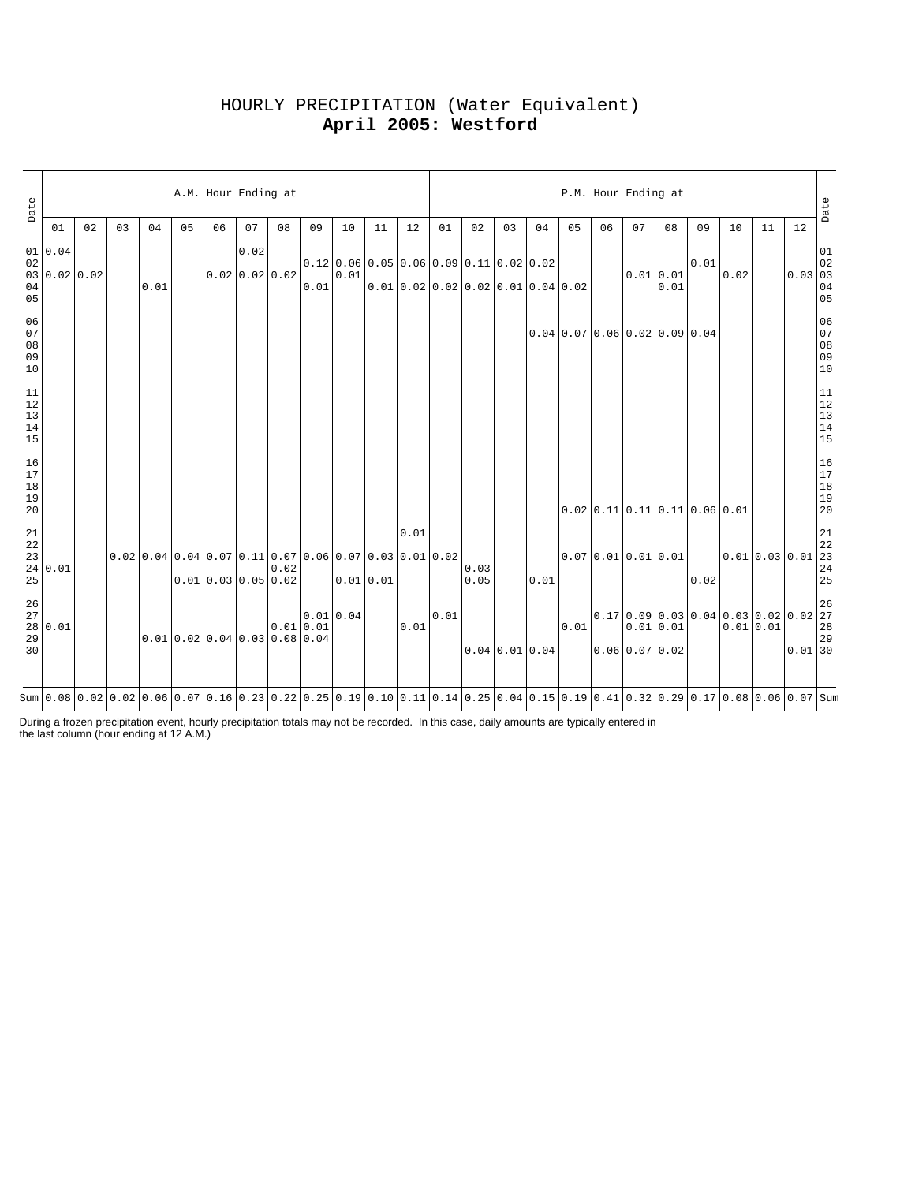# HOURLY PRECIPITATION (Water Equivalent)

## **April 2005: Westford**

| Date | A.M. Hour Ending at | | | | | | | | | | | | P.M. Hour Ending at | | | | | | | | | | | | Date |
|---|---|---|---|---|---|---|---|---|---|---|---|---|---|---|---|---|---|---|---|---|---|---|---|---|---|
| | 01 | 02 | 03 | 04 | 05 | 06 | 07 | 08 | 09 | 10 | 11 | 12 | 01 | 02 | 03 | 04 | 05 | 06 | 07 | 08 | 09 | 10 | 11 | 12 | |
| 01 | 0.04 | | | | | | 0.02 | | | | | | | | | | | | | | | | | | 01 |
| 02 | | | | | | | | | 0.12 | 0.06 | 0.05 | 0.06 | 0.09 | 0.11 | 0.02 | 0.02 | | | | | 0.01 | | | | 02 |
| 03 | 0.02 | 0.02 | | | | 0.02 | 0.02 | 0.02 | | 0.01 | | | | | | | | | 0.01 | 0.01 | | 0.02 | | 0.03 | 03 |
| 04 | | | | 0.01 | | | | | 0.01 | | 0.01 | 0.02 | 0.02 | 0.02 | 0.01 | 0.04 | 0.02 | | | 0.01 | | | | | 04 |
| 05 | | | | | | | | | | | | | | | | | | | | | | | | | 05 |
| 06 | | | | | | | | | | | | | | | | | | | | | | | | | 06 |
| 07 | | | | | | | | | | | | | | | | 0.04 | 0.07 | 0.06 | 0.02 | 0.09 | 0.04 | | | | 07 |
| 08 | | | | | | | | | | | | | | | | | | | | | | | | | 08 |
| 09 | | | | | | | | | | | | | | | | | | | | | | | | | 09 |
| 10 | | | | | | | | | | | | | | | | | | | | | | | | | 10 |
| 11 | | | | | | | | | | | | | | | | | | | | | | | | | 11 |
| 12 | | | | | | | | | | | | | | | | | | | | | | | | | 12 |
| 13 | | | | | | | | | | | | | | | | | | | | | | | | | 13 |
| 14 | | | | | | | | | | | | | | | | | | | | | | | | | 14 |
| 15 | | | | | | | | | | | | | | | | | | | | | | | | | 15 |
| 16 | | | | | | | | | | | | | | | | | | | | | | | | | 16 |
| 17 | | | | | | | | | | | | | | | | | | | | | | | | | 17 |
| 18 | | | | | | | | | | | | | | | | | | | | | | | | | 18 |
| 19 | | | | | | | | | | | | | | | | | | | | | | | | | 19 |
| 20 | | | | | | | | | | | | | | | | | 0.02 | 0.11 | 0.11 | 0.11 | 0.06 | 0.01 | | | 20 |
| 21 | | | | | | | | | | | | 0.01 | | | | | | | | | | | | | 21 |
| 22 | | | | | | | | | | | | | | | | | | | | | | | | | 22 |
| 23 | | | 0.02 | 0.04 | 0.04 | 0.07 | 0.11 | 0.07 | 0.06 | 0.07 | 0.03 | 0.01 | 0.02 | | | | 0.07 | 0.01 | 0.01 | 0.01 | | 0.01 | 0.03 | 0.01 | 23 |
| 24 | 0.01 | | | | | | | 0.02 | | | | | | 0.03 | | | | | | | | | | | 24 |
| 25 | | | | | 0.01 | 0.03 | 0.05 | 0.02 | | 0.01 | 0.01 | | | 0.05 | | 0.01 | | | | | 0.02 | | | | 25 |
| 26 | | | | | | | | | | | | | | | | | | | | | | | | | 26 |
| 27 | | | | | | | | | 0.01 | 0.04 | | | 0.01 | | | | | 0.17 | 0.09 | 0.03 | 0.04 | 0.03 | 0.02 | 0.02 | 27 |
| 28 | 0.01 | | | | | | | 0.01 | 0.01 | | | 0.01 | | | | | 0.01 | | 0.01 | 0.01 | | 0.01 | 0.01 | | 28 |
| 29 | | | | 0.01 | 0.02 | 0.04 | 0.03 | 0.08 | 0.04 | | | | | | | | | | | | | | | | 29 |
| 30 | | | | | | | | | | | | | | 0.04 | 0.01 | 0.04 | | 0.06 | 0.07 | 0.02 | | | | 0.01 | 30 |
| Sum | 0.08 | 0.02 | 0.02 | 0.06 | 0.07 | 0.16 | 0.23 | 0.22 | 0.25 | 0.19 | 0.10 | 0.11 | 0.14 | 0.25 | 0.04 | 0.15 | 0.19 | 0.41 | 0.32 | 0.29 | 0.17 | 0.08 | 0.06 | 0.07 | Sum |

During a frozen precipitation event, hourly precipitation totals may not be recorded. In this case, daily amounts are typically entered in the last column (hour ending at 12 A.M.)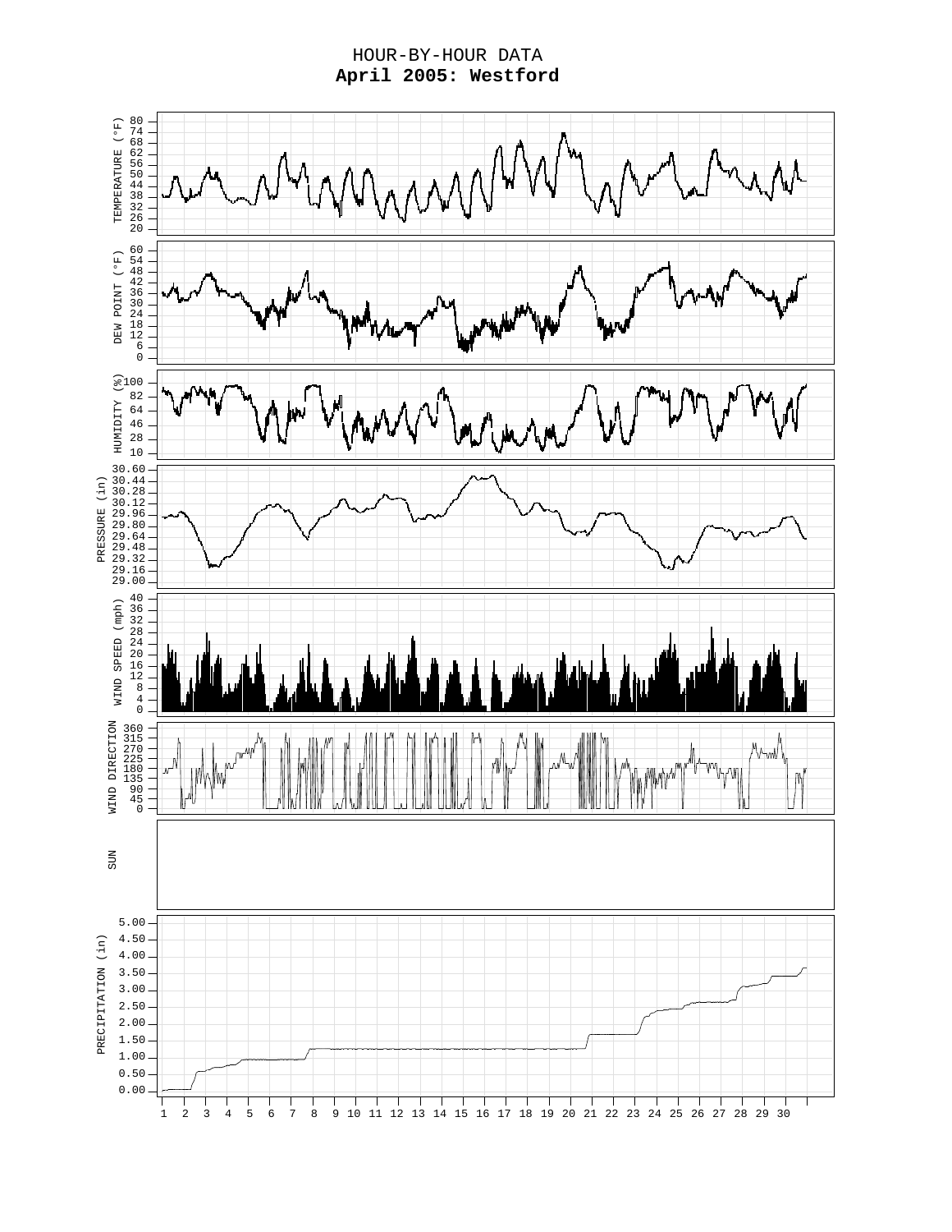# HOUR-BY-HOUR DATA
**April 2005: Westford**

TEMPERATURE (°F)

80 74 68 62 56 50 44 38 32 26 20

DEW POINT (°F)

60 54 48 42 36 30 24 18 12 6 0

HUMIDITY (%)

100 82 64 46 28 10

PRESSURE (in)

30.60 30.44 30.28 30.12 29.96 29.80 29.64 29.48 29.32 29.16 29.00

WIND SPEED (mph)

40 36 32 28 24 20 16 12 8 4 0

WIND DIRECTION

360 315 270 225 180 135 90 45 0

SUN

PRECIPITATION (in)

5.00 4.50 4.00 3.50 3.00 2.50 2.00 1.50 1.00 0.50 0.00

1 2 3 4 5 6 7 8 9 10 11 12 13 14 15 16 17 18 19 20 21 22 23 24 25 26 27 28 29 30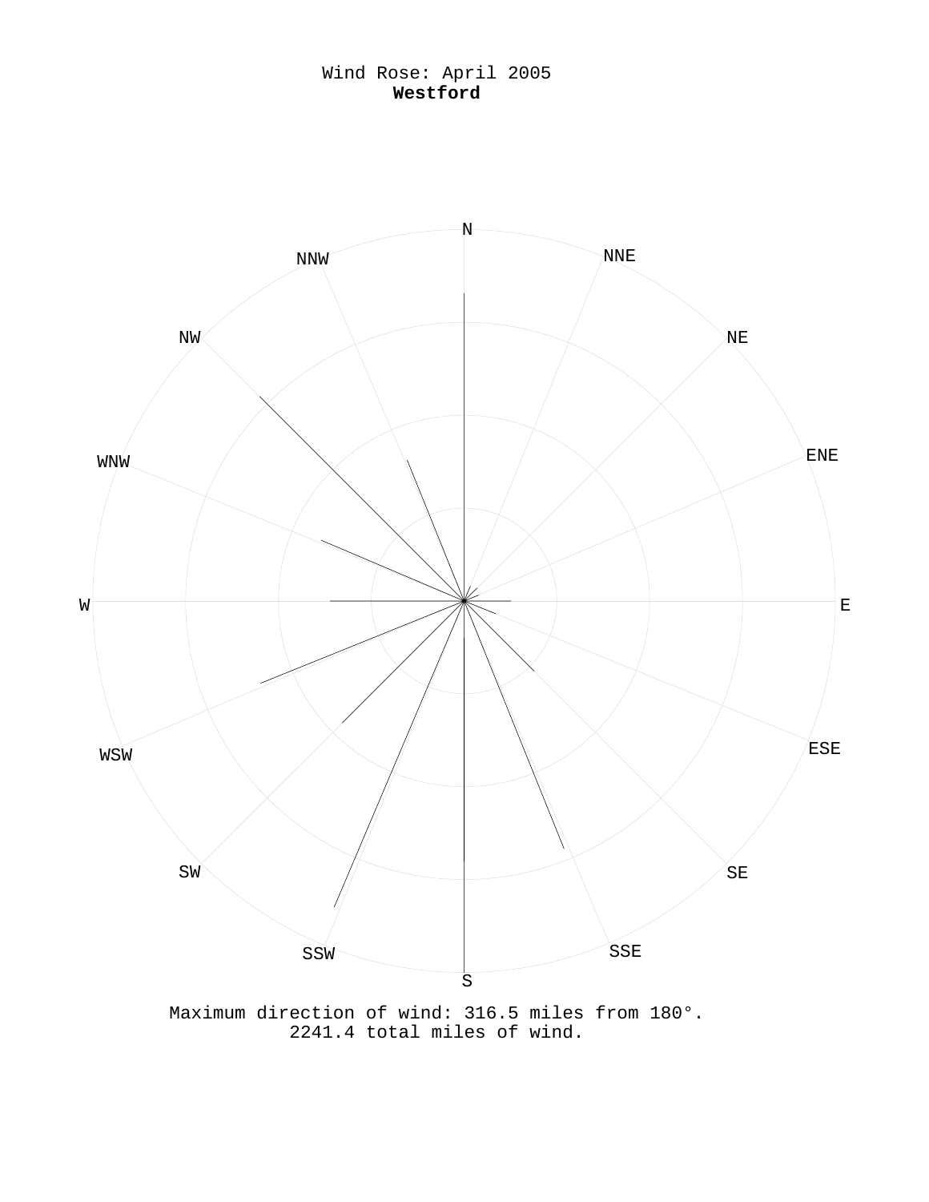Wind Rose: April 2005

**Westford**

N

NNE

NE

ENE

E

ESE

SE

SSE

S

SSW

SW

WSW

W

WNW

NW

NNW

Maximum direction of wind: 316.5 miles from 180°.

2241.4 total miles of wind.